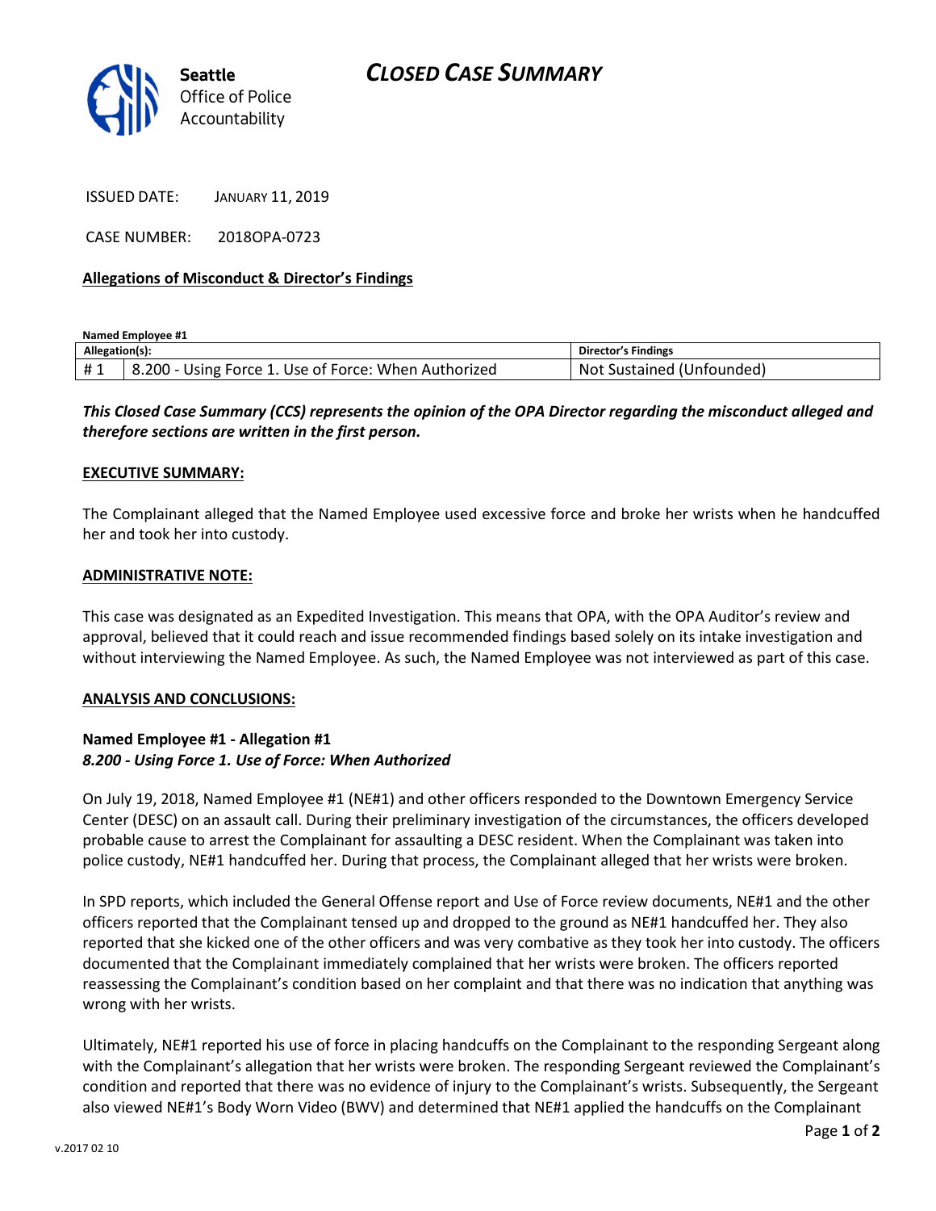# CLOSED CASE SUMMARY

Seattle Office of Police Accountability

ISSUED DATE: JANUARY 11, 2019

CASE NUMBER: 2018OPA-0723

**Allegations of Misconduct & Director's Findings**

**Named Employee #1**

| Allegation(s): | | Director's Findings |
|---|---|---|
| # 1 | 8.200 - Using Force 1. Use of Force: When Authorized | Not Sustained (Unfounded) |

***This Closed Case Summary (CCS) represents the opinion of the OPA Director regarding the misconduct alleged and therefore sections are written in the first person.***

**EXECUTIVE SUMMARY:**

The Complainant alleged that the Named Employee used excessive force and broke her wrists when he handcuffed her and took her into custody.

**ADMINISTRATIVE NOTE:**

This case was designated as an Expedited Investigation. This means that OPA, with the OPA Auditor's review and approval, believed that it could reach and issue recommended findings based solely on its intake investigation and without interviewing the Named Employee. As such, the Named Employee was not interviewed as part of this case.

**ANALYSIS AND CONCLUSIONS:**

**Named Employee #1 - Allegation #1**
***8.200 - Using Force 1. Use of Force: When Authorized***

On July 19, 2018, Named Employee #1 (NE#1) and other officers responded to the Downtown Emergency Service Center (DESC) on an assault call. During their preliminary investigation of the circumstances, the officers developed probable cause to arrest the Complainant for assaulting a DESC resident. When the Complainant was taken into police custody, NE#1 handcuffed her. During that process, the Complainant alleged that her wrists were broken.

In SPD reports, which included the General Offense report and Use of Force review documents, NE#1 and the other officers reported that the Complainant tensed up and dropped to the ground as NE#1 handcuffed her. They also reported that she kicked one of the other officers and was very combative as they took her into custody. The officers documented that the Complainant immediately complained that her wrists were broken. The officers reported reassessing the Complainant's condition based on her complaint and that there was no indication that anything was wrong with her wrists.

Ultimately, NE#1 reported his use of force in placing handcuffs on the Complainant to the responding Sergeant along with the Complainant's allegation that her wrists were broken. The responding Sergeant reviewed the Complainant's condition and reported that there was no evidence of injury to the Complainant's wrists. Subsequently, the Sergeant also viewed NE#1's Body Worn Video (BWV) and determined that NE#1 applied the handcuffs on the Complainant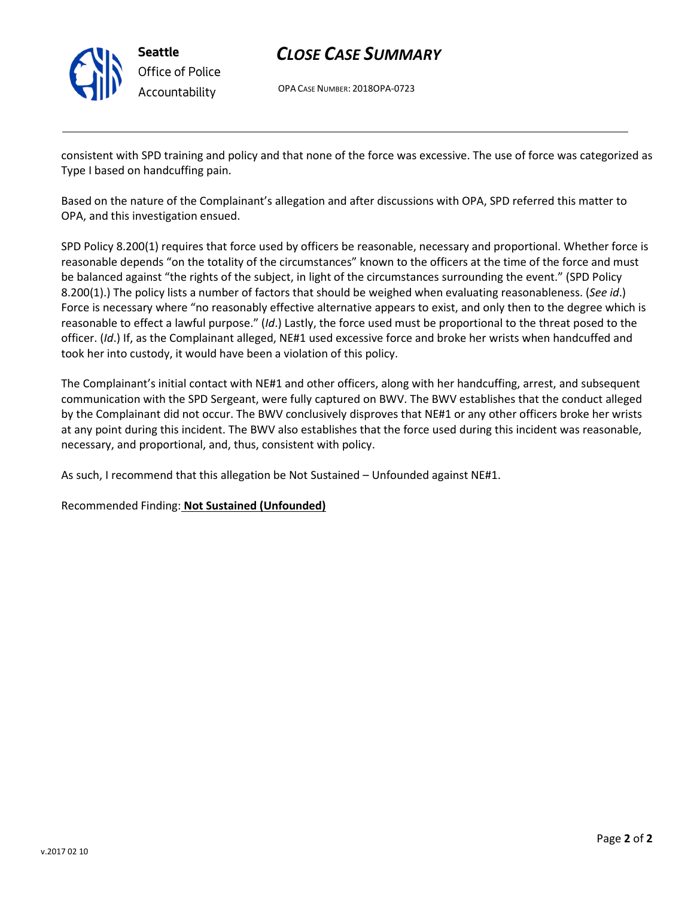consistent with SPD training and policy and that none of the force was excessive. The use of force was categorized as Type I based on handcuffing pain.

Based on the nature of the Complainant's allegation and after discussions with OPA, SPD referred this matter to OPA, and this investigation ensued.

SPD Policy 8.200(1) requires that force used by officers be reasonable, necessary and proportional. Whether force is reasonable depends "on the totality of the circumstances" known to the officers at the time of the force and must be balanced against "the rights of the subject, in light of the circumstances surrounding the event." (SPD Policy 8.200(1).) The policy lists a number of factors that should be weighed when evaluating reasonableness. (*See id*.) Force is necessary where "no reasonably effective alternative appears to exist, and only then to the degree which is reasonable to effect a lawful purpose." (*Id*.) Lastly, the force used must be proportional to the threat posed to the officer. (*Id*.) If, as the Complainant alleged, NE#1 used excessive force and broke her wrists when handcuffed and took her into custody, it would have been a violation of this policy.

The Complainant's initial contact with NE#1 and other officers, along with her handcuffing, arrest, and subsequent communication with the SPD Sergeant, were fully captured on BWV. The BWV establishes that the conduct alleged by the Complainant did not occur. The BWV conclusively disproves that NE#1 or any other officers broke her wrists at any point during this incident. The BWV also establishes that the force used during this incident was reasonable, necessary, and proportional, and, thus, consistent with policy.

As such, I recommend that this allegation be Not Sustained – Unfounded against NE#1.

Recommended Finding: **Not Sustained (Unfounded)**